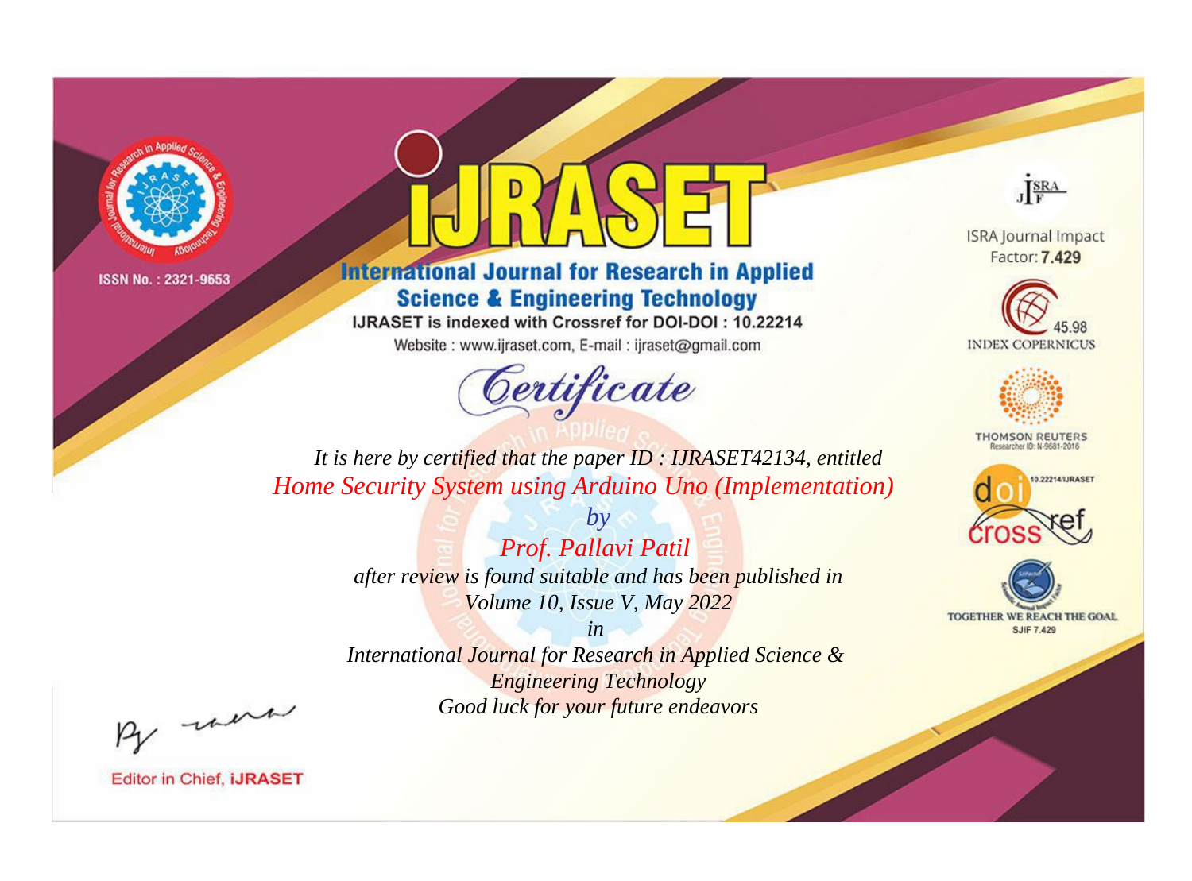ISSN No. : 2321-9653

# iJRASET

## International Journal for Research in Applied Science & Engineering Technology

IJRASET is indexed with Crossref for DOI-DOI : 10.22214

Website : www.ijraset.com, E-mail : ijraset@gmail.com

ISRA Journal Impact Factor: **7.429**

45.98 INDEX COPERNICUS

THOMSON REUTERS Researcher ID: N-9681-2016

10.22214/IJRASET

TOGETHER WE REACH THE GOAL SJIF 7.429

# *Certificate*

*It is here by certified that the paper ID : IJRASET42134, entitled*

*Home Security System using Arduino Uno (Implementation)*

*by*

*Prof. Pallavi Patil*

*after review is found suitable and has been published in*

*Volume 10, Issue V, May 2022*

*in*

*International Journal for Research in Applied Science & Engineering Technology*

*Good luck for your future endeavors*

Editor in Chief, **iJRASET**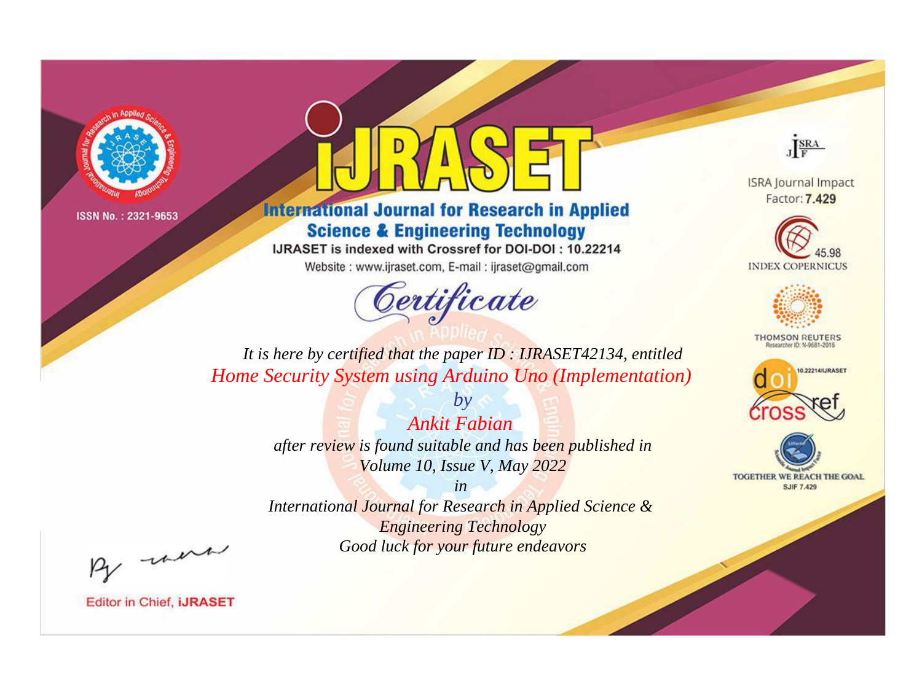ISSN No. : 2321-9653

# iJRASET

## International Journal for Research in Applied Science & Engineering Technology

IJRASET is indexed with Crossref for DOI-DOI : 10.22214

Website : www.ijraset.com, E-mail : ijraset@gmail.com

*Certificate*

ISRA Journal Impact Factor: **7.429**

45.98 INDEX COPERNICUS

THOMSON REUTERS Researcher ID: N-9681-2016

10.22214/IJRASET

TOGETHER WE REACH THE GOAL SJIF 7.429

*It is here by certified that the paper ID : IJRASET42134, entitled*

*Home Security System using Arduino Uno (Implementation)*

*by*

*Ankit Fabian*

*after review is found suitable and has been published in*

*Volume 10, Issue V, May 2022*

*in*

*International Journal for Research in Applied Science & Engineering Technology*

*Good luck for your future endeavors*

Editor in Chief, **iJRASET**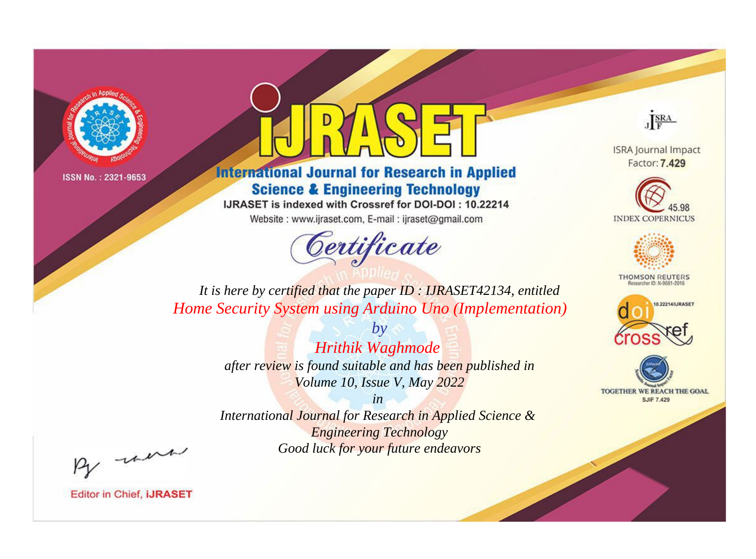ISSN No. : 2321-9653

# iJRASET

## International Journal for Research in Applied Science & Engineering Technology

IJRASET is indexed with Crossref for DOI-DOI : 10.22214

Website : www.ijraset.com, E-mail : ijraset@gmail.com

## Certificate

*It is here by certified that the paper ID : IJRASET42134, entitled*

*Home Security System using Arduino Uno (Implementation)*

*by*

*Hrithik Waghmode*

*after review is found suitable and has been published in*

*Volume 10, Issue V, May 2022*

*in*

*International Journal for Research in Applied Science & Engineering Technology*

*Good luck for your future endeavors*

ISRA Journal Impact Factor: **7.429**

45.98 INDEX COPERNICUS

THOMSON REUTERS Researcher ID: N-9681-2016

10.22214/IJRASET

TOGETHER WE REACH THE GOAL SJIF 7.429

Editor in Chief, **iJRASET**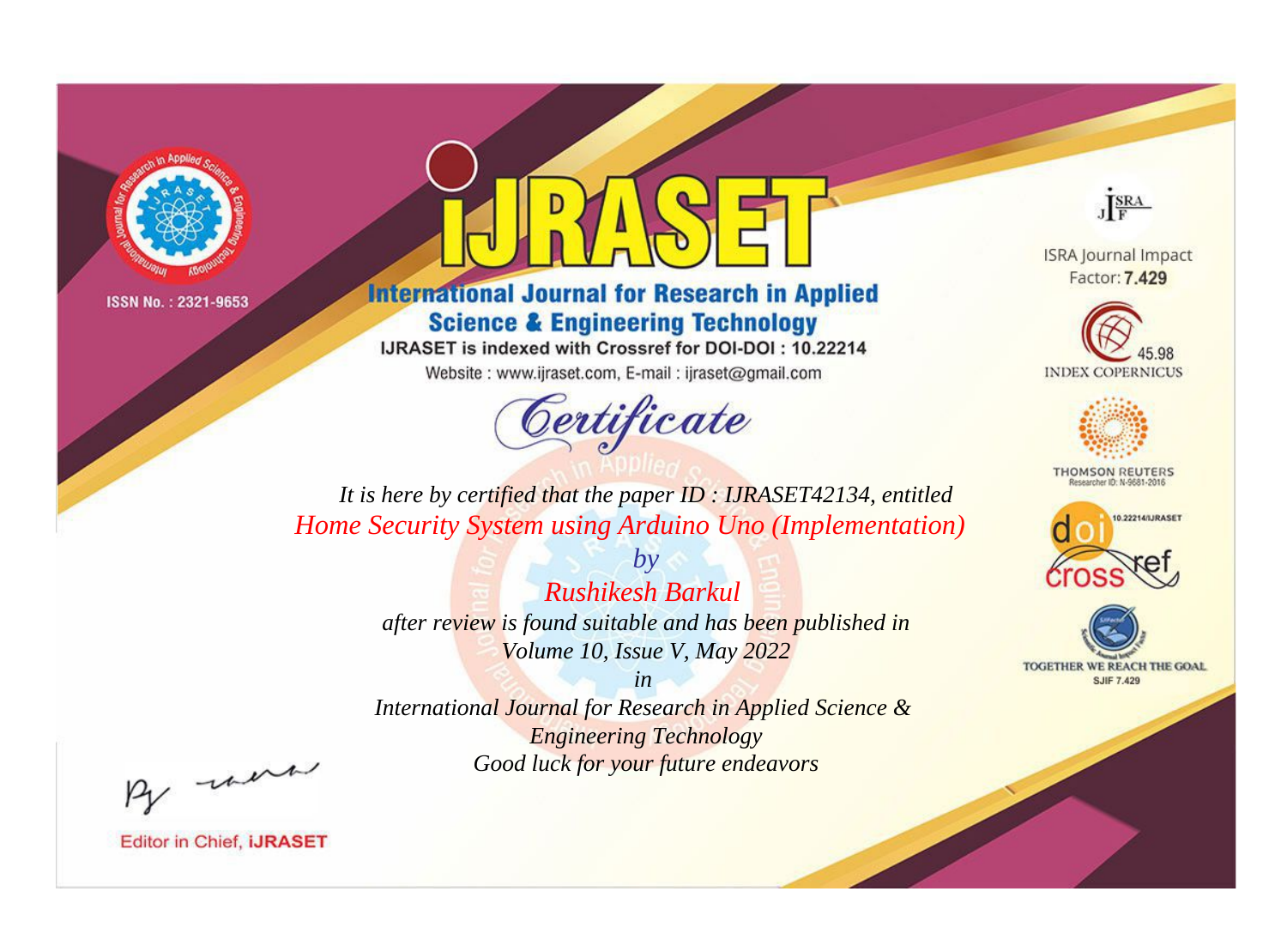ISSN No. : 2321-9653

# IJRASET

## International Journal for Research in Applied Science & Engineering Technology

IJRASET is indexed with Crossref for DOI-DOI : 10.22214

Website : www.ijraset.com, E-mail : ijraset@gmail.com

ISRA Journal Impact Factor: **7.429**

45.98 INDEX COPERNICUS

THOMSON REUTERS Researcher ID: N-9681-2016

10.22214/IJRASET

TOGETHER WE REACH THE GOAL SJIF 7.429

*Certificate*

*It is here by certified that the paper ID : IJRASET42134, entitled*

*Home Security System using Arduino Uno (Implementation)*

*by*

*Rushikesh Barkul*

*after review is found suitable and has been published in*

*Volume 10, Issue V, May 2022*

*in*

*International Journal for Research in Applied Science & Engineering Technology*

*Good luck for your future endeavors*

Editor in Chief, **IJRASET**